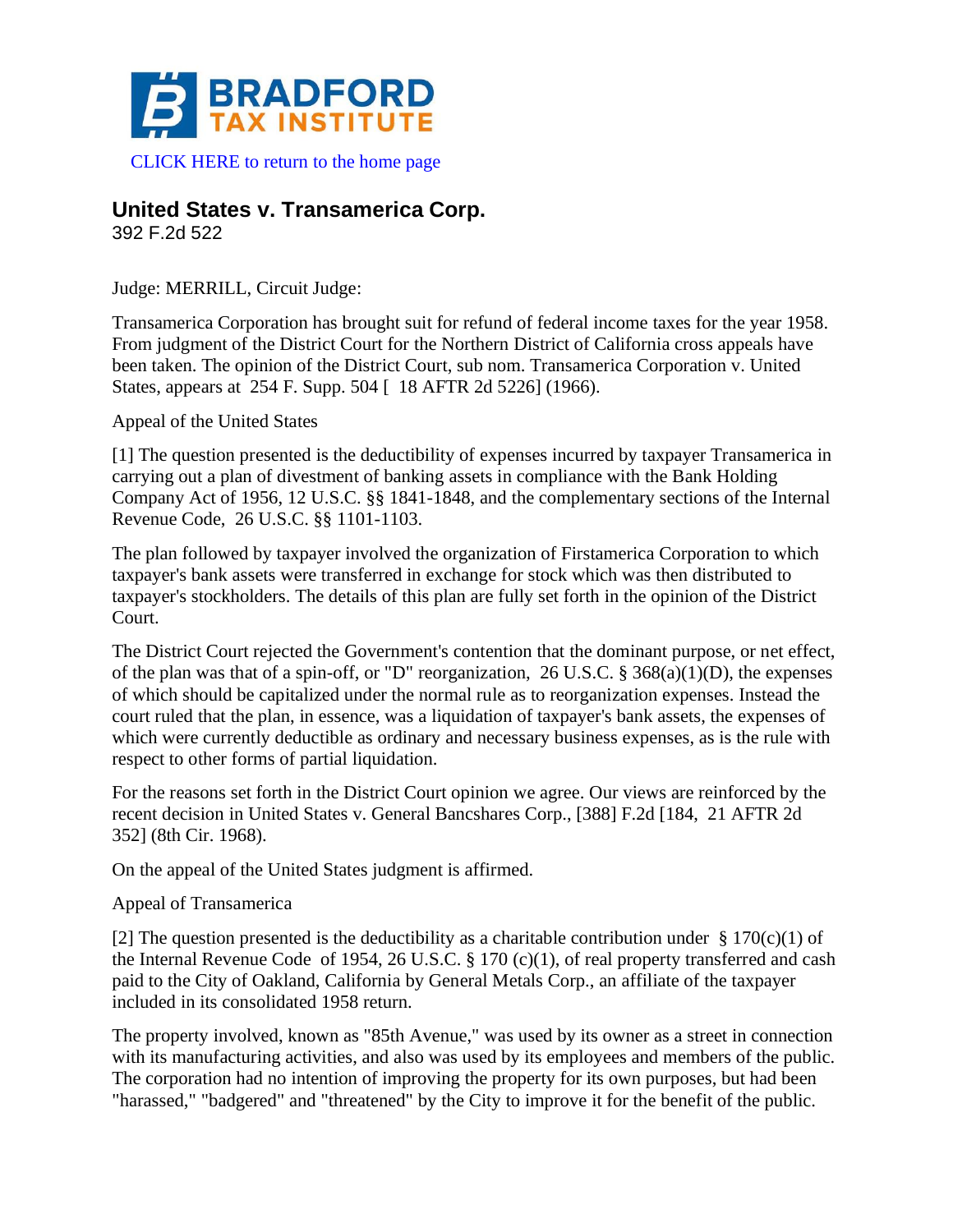# BRADFORD TAX INSTITUTE

CLICK HERE to return to the home page

## United States v. Transamerica Corp.

392 F.2d 522

Judge: MERRILL, Circuit Judge:

Transamerica Corporation has brought suit for refund of federal income taxes for the year 1958. From judgment of the District Court for the Northern District of California cross appeals have been taken. The opinion of the District Court, sub nom. Transamerica Corporation v. United States, appears at 254 F. Supp. 504 [ 18 AFTR 2d 5226] (1966).

Appeal of the United States

[1] The question presented is the deductibility of expenses incurred by taxpayer Transamerica in carrying out a plan of divestment of banking assets in compliance with the Bank Holding Company Act of 1956, 12 U.S.C. §§ 1841-1848, and the complementary sections of the Internal Revenue Code, 26 U.S.C. §§ 1101-1103.

The plan followed by taxpayer involved the organization of Firstamerica Corporation to which taxpayer's bank assets were transferred in exchange for stock which was then distributed to taxpayer's stockholders. The details of this plan are fully set forth in the opinion of the District Court.

The District Court rejected the Government's contention that the dominant purpose, or net effect, of the plan was that of a spin-off, or "D" reorganization, 26 U.S.C. § 368(a)(1)(D), the expenses of which should be capitalized under the normal rule as to reorganization expenses. Instead the court ruled that the plan, in essence, was a liquidation of taxpayer's bank assets, the expenses of which were currently deductible as ordinary and necessary business expenses, as is the rule with respect to other forms of partial liquidation.

For the reasons set forth in the District Court opinion we agree. Our views are reinforced by the recent decision in United States v. General Bancshares Corp., [388] F.2d [184, 21 AFTR 2d 352] (8th Cir. 1968).

On the appeal of the United States judgment is affirmed.

Appeal of Transamerica

[2] The question presented is the deductibility as a charitable contribution under § 170(c)(1) of the Internal Revenue Code of 1954, 26 U.S.C. § 170 (c)(1), of real property transferred and cash paid to the City of Oakland, California by General Metals Corp., an affiliate of the taxpayer included in its consolidated 1958 return.

The property involved, known as "85th Avenue," was used by its owner as a street in connection with its manufacturing activities, and also was used by its employees and members of the public. The corporation had no intention of improving the property for its own purposes, but had been "harassed," "badgered" and "threatened" by the City to improve it for the benefit of the public.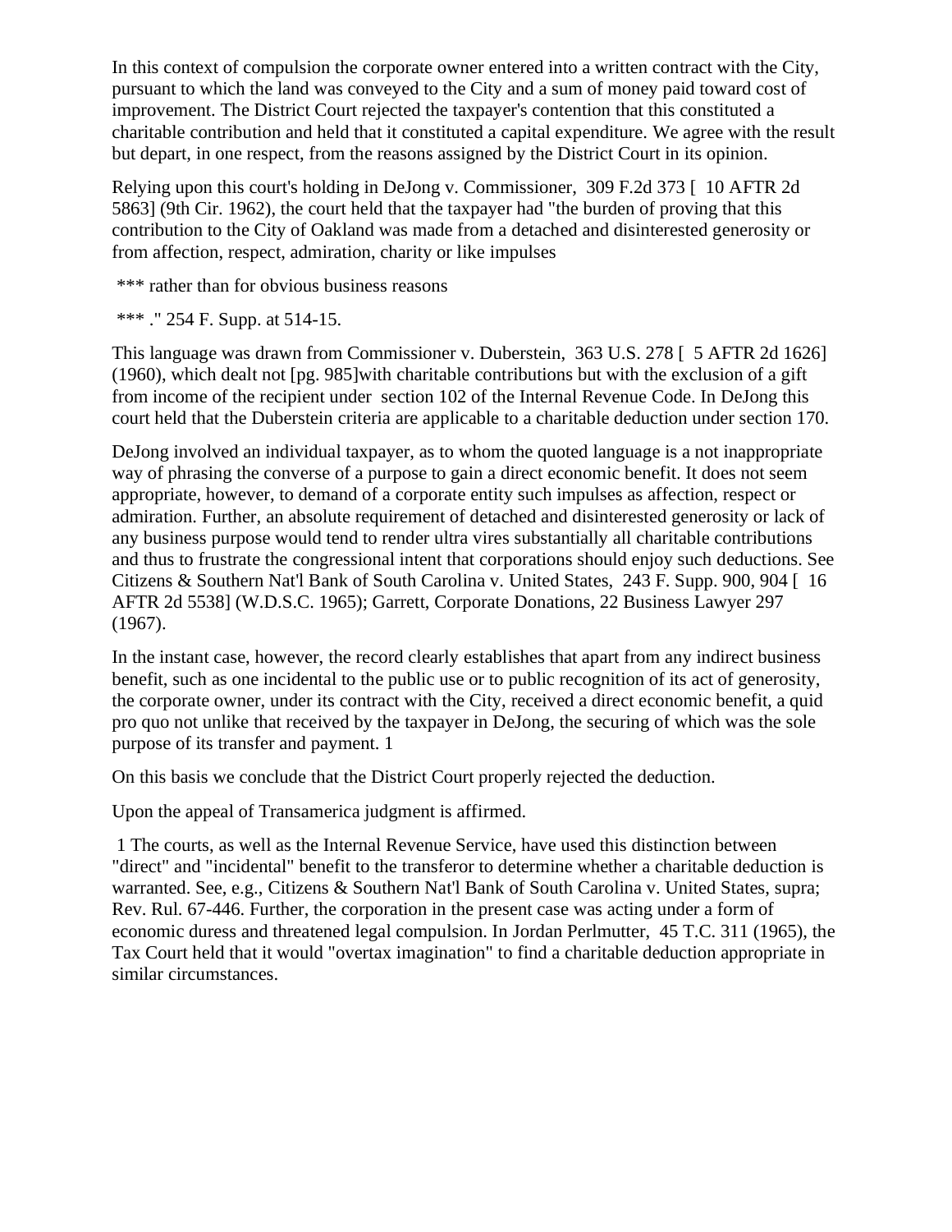In this context of compulsion the corporate owner entered into a written contract with the City, pursuant to which the land was conveyed to the City and a sum of money paid toward cost of improvement. The District Court rejected the taxpayer's contention that this constituted a charitable contribution and held that it constituted a capital expenditure. We agree with the result but depart, in one respect, from the reasons assigned by the District Court in its opinion.

Relying upon this court's holding in DeJong v. Commissioner, 309 F.2d 373 [ 10 AFTR 2d 5863] (9th Cir. 1962), the court held that the taxpayer had "the burden of proving that this contribution to the City of Oakland was made from a detached and disinterested generosity or from affection, respect, admiration, charity or like impulses

*** rather than for obvious business reasons

*** ." 254 F. Supp. at 514-15.

This language was drawn from Commissioner v. Duberstein, 363 U.S. 278 [ 5 AFTR 2d 1626] (1960), which dealt not [pg. 985]with charitable contributions but with the exclusion of a gift from income of the recipient under section 102 of the Internal Revenue Code. In DeJong this court held that the Duberstein criteria are applicable to a charitable deduction under section 170.

DeJong involved an individual taxpayer, as to whom the quoted language is a not inappropriate way of phrasing the converse of a purpose to gain a direct economic benefit. It does not seem appropriate, however, to demand of a corporate entity such impulses as affection, respect or admiration. Further, an absolute requirement of detached and disinterested generosity or lack of any business purpose would tend to render ultra vires substantially all charitable contributions and thus to frustrate the congressional intent that corporations should enjoy such deductions. See Citizens & Southern Nat'l Bank of South Carolina v. United States, 243 F. Supp. 900, 904 [ 16 AFTR 2d 5538] (W.D.S.C. 1965); Garrett, Corporate Donations, 22 Business Lawyer 297 (1967).

In the instant case, however, the record clearly establishes that apart from any indirect business benefit, such as one incidental to the public use or to public recognition of its act of generosity, the corporate owner, under its contract with the City, received a direct economic benefit, a quid pro quo not unlike that received by the taxpayer in DeJong, the securing of which was the sole purpose of its transfer and payment. [1]

On this basis we conclude that the District Court properly rejected the deduction.

Upon the appeal of Transamerica judgment is affirmed.

1 The courts, as well as the Internal Revenue Service, have used this distinction between "direct" and "incidental" benefit to the transferor to determine whether a charitable deduction is warranted. See, e.g., Citizens & Southern Nat'l Bank of South Carolina v. United States, supra; Rev. Rul. 67-446. Further, the corporation in the present case was acting under a form of economic duress and threatened legal compulsion. In Jordan Perlmutter, 45 T.C. 311 (1965), the Tax Court held that it would "overtax imagination" to find a charitable deduction appropriate in similar circumstances.